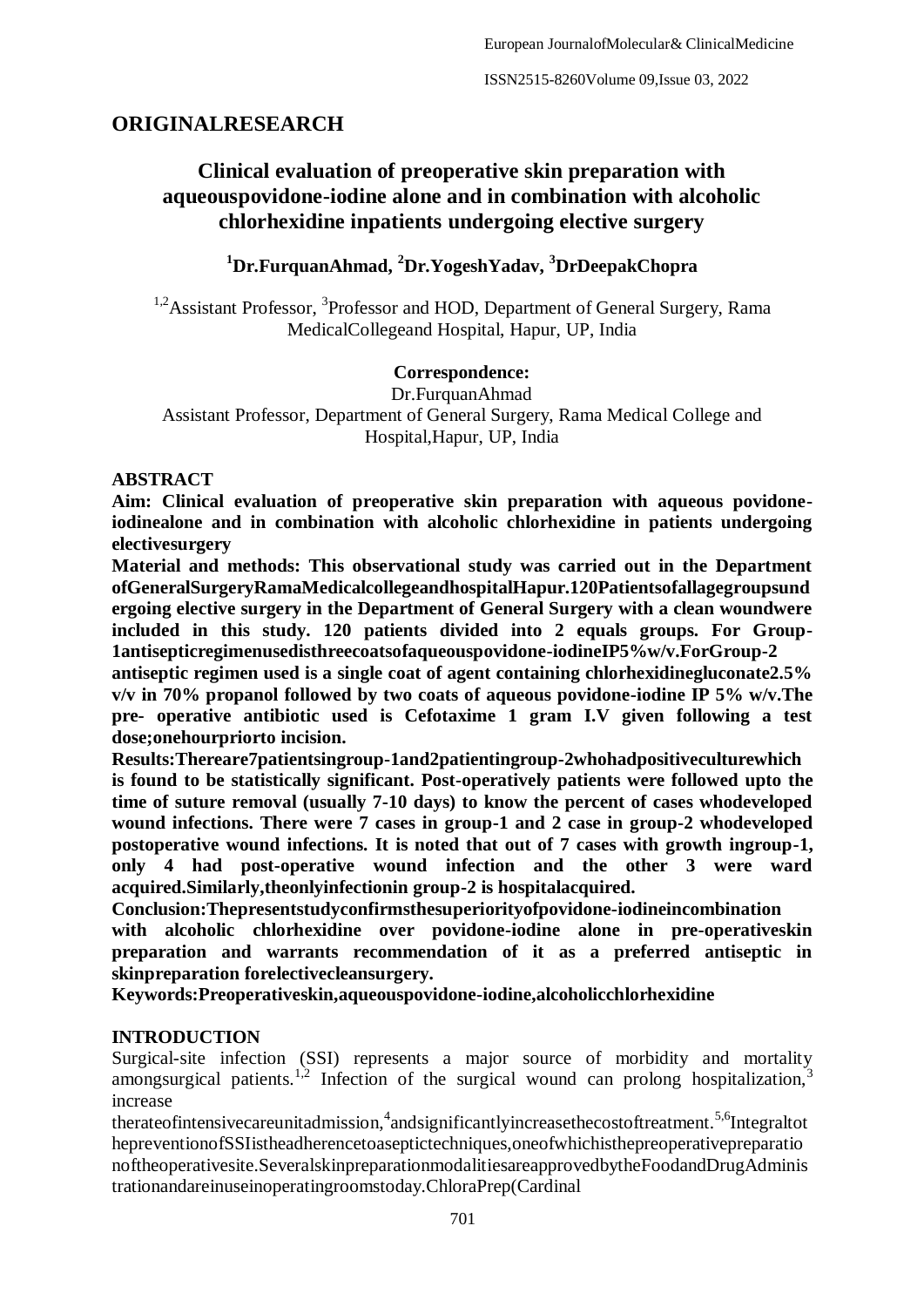## ORIGINALRESEARCH

# Clinical evaluation of preoperative skin preparation with aqueouspovidone-iodine alone and in combination with alcoholic chlorhexidine inpatients undergoing elective surgery

**[1]Dr.FurquanAhmad, [2]Dr.YogeshYadav, [3]DrDeepakChopra**

[1,2]Assistant Professor, [3]Professor and HOD, Department of General Surgery, Rama MedicalCollegeand Hospital, Hapur, UP, India

**Correspondence:**
Dr.FurquanAhmad
Assistant Professor, Department of General Surgery, Rama Medical College and Hospital,Hapur, UP, India

## ABSTRACT

**Aim: Clinical evaluation of preoperative skin preparation with aqueous povidone-iodinealone and in combination with alcoholic chlorhexidine in patients undergoing electivesurgery**

**Material and methods: This observational study was carried out in the Department ofGeneralSurgeryRamaMedicalcollegeandhospitalHapur.120Patientsofallagegroupsundergoing elective surgery in the Department of General Surgery with a clean woundwere included in this study. 120 patients divided into 2 equals groups. For Group-1antisepticregimenusedisthreecoatsofaqueouspovidone-iodineIP5%w/v.ForGroup-2 antiseptic regimen used is a single coat of agent containing chlorhexidinegluconate2.5% v/v in 70% propanol followed by two coats of aqueous povidone-iodine IP 5% w/v.The pre- operative antibiotic used is Cefotaxime 1 gram I.V given following a test dose;onehourpriorto incision.**

**Results:Thereare7patientsingroup-1and2patientingroup-2whohadpositiveculturewhich is found to be statistically significant. Post-operatively patients were followed upto the time of suture removal (usually 7-10 days) to know the percent of cases whodeveloped wound infections. There were 7 cases in group-1 and 2 case in group-2 whodeveloped postoperative wound infections. It is noted that out of 7 cases with growth ingroup-1, only 4 had post-operative wound infection and the other 3 were ward acquired.Similarly,theonlyinfectionin group-2 is hospitalacquired.**

**Conclusion:Thepresentstudyconfirmsthesuperiorityofpovidone-iodineincombination with alcoholic chlorhexidine over povidone-iodine alone in pre-operativeskin preparation and warrants recommendation of it as a preferred antiseptic in skinpreparation forelectivecleansurgery.**

**Keywords:Preoperativeskin,aqueouspovidone-iodine,alcoholicchlorhexidine**

## INTRODUCTION

Surgical-site infection (SSI) represents a major source of morbidity and mortality amongsurgical patients.[1,2] Infection of the surgical wound can prolong hospitalization,[3] increase therateofintensivecareunitadmission,[4]andsignificantlyincreasethecostoftreatment.[5,6]Integraltothepreventionof SSIistheadherencetoaseptictechniques,oneofwhichisthepreoperativepreparationoftheoperativesite.SeveralskinpreparationmodalitiesareapprovedbytheFoodandDrugAdministrationandareinuseinoperatingroomstoday.ChloraPrep(Cardinal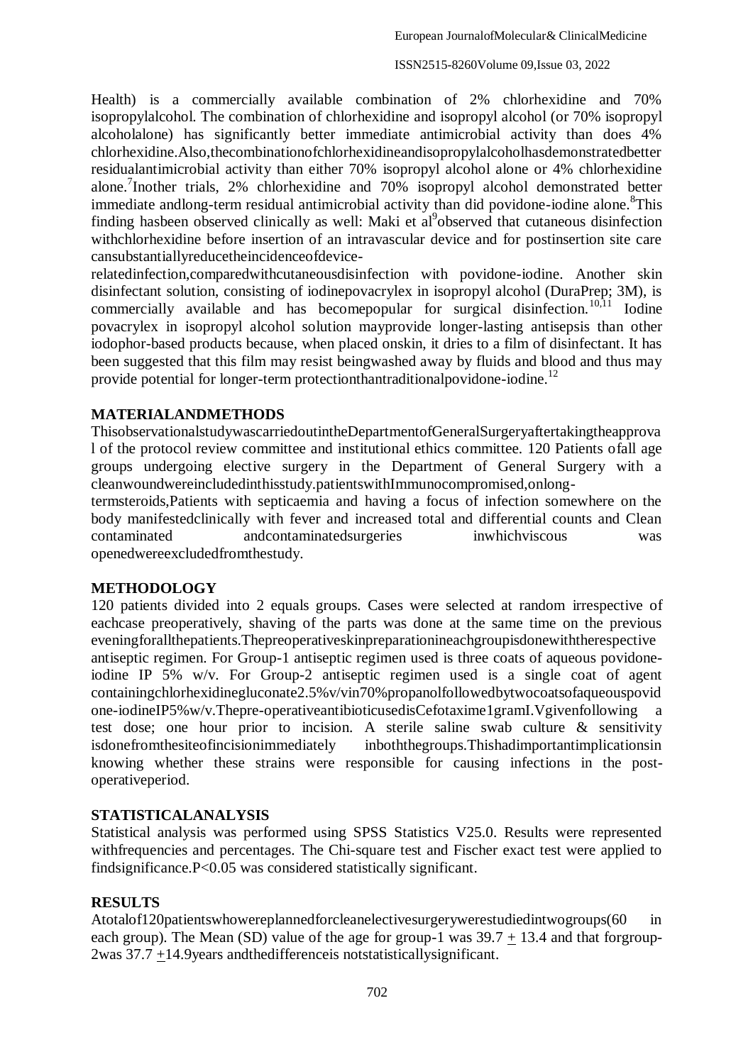Health) is a commercially available combination of 2% chlorhexidine and 70% isopropylalcohol. The combination of chlorhexidine and isopropyl alcohol (or 70% isopropyl alcoholalone) has significantly better immediate antimicrobial activity than does 4% chlorhexidine.Also,thecombinationofchlorhexidineandisopropylalcoholhasdemonstratedbetter residualantimicrobial activity than either 70% isopropyl alcohol alone or 4% chlorhexidine alone.[7]Inother trials, 2% chlorhexidine and 70% isopropyl alcohol demonstrated better immediate andlong-term residual antimicrobial activity than did povidone-iodine alone.[8]This finding hasbeen observed clinically as well: Maki et al[9]observed that cutaneous disinfection withchlorhexidine before insertion of an intravascular device and for postinsertion site care cansubstantiallyreducetheincidenceofdevice-relatedinfection,comparedwithcutaneousdisinfection with povidone-iodine. Another skin disinfectant solution, consisting of iodinepovacrylex in isopropyl alcohol (DuraPrep; 3M), is commercially available and has becomepopular for surgical disinfection.[10,11] Iodine povacrylex in isopropyl alcohol solution mayprovide longer-lasting antisepsis than other iodophor-based products because, when placed onskin, it dries to a film of disinfectant. It has been suggested that this film may resist beingwashed away by fluids and blood and thus may provide potential for longer-term protectionthantraditionalpovidone-iodine.[12]

## MATERIALANDMETHODS

ThisobservationalstudywascarriedoutintheDepartmentofGeneralSurgeryaftertakingtheapproval of the protocol review committee and institutional ethics committee. 120 Patients ofall age groups undergoing elective surgery in the Department of General Surgery with a cleanwoundwereincludedinthisstudy.patientswithImmunocompromised,onlong-termsteroids,Patients with septicaemia and having a focus of infection somewhere on the body manifestedclinically with fever and increased total and differential counts and Clean contaminated andcontaminatedsurgeries inwhichviscous was openedwereexcludedfromthestudy.

## METHODOLOGY

120 patients divided into 2 equals groups. Cases were selected at random irrespective of eachcase preoperatively, shaving of the parts was done at the same time on the previous eveningforallthepatients.Thepreoperativeskinpreparationineachgroupisdonewiththerespective antiseptic regimen. For Group-1 antiseptic regimen used is three coats of aqueous povidone-iodine IP 5% w/v. For Group-2 antiseptic regimen used is a single coat of agent containingchlorhexidinegluconate2.5%v/vin70%propanolfollowedbytwocoatsofaqueouspovidone-iodineIP5%w/v.Thepre-operativeantibioticusedisCefotaxime1gramI.Vgivenfollowing a test dose; one hour prior to incision. A sterile saline swab culture & sensitivity isdonefromthesiteofincisionimmediately inboththegroups.Thishadimportantimplicationsin knowing whether these strains were responsible for causing infections in the post-operativeperiod.

## STATISTICALANALYSIS

Statistical analysis was performed using SPSS Statistics V25.0. Results were represented withfrequencies and percentages. The Chi-square test and Fischer exact test were applied to findsignificance.$P<0.05$ was considered statistically significant.

## RESULTS

Atotalof120patientswhowereplannedforcleanelectivesurgerywerestudiedintwogroups(60 in each group). The Mean (SD) value of the age for group-1 was $39.7 \pm 13.4$ and that forgroup-2was $37.7 \pm 14.9$years andthedifferenceis notstatisticallysignificant.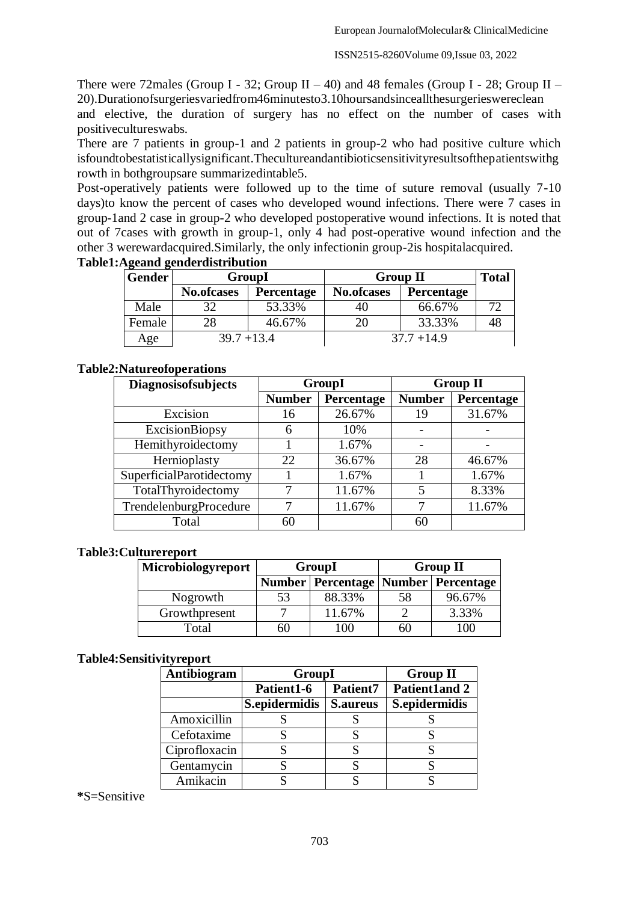There were 72males (Group I - 32; Group II – 40) and 48 females (Group I - 28; Group II – 20).Durationofsurgeriesvariedfrom46minutesto3.10hoursandsinceallthesurgerieswereclean and elective, the duration of surgery has no effect on the number of cases with positivecultureswabs.

There are 7 patients in group-1 and 2 patients in group-2 who had positive culture which isfoundtobestatisticallysignificant.Thecultureandantibioticsensitivityresultsofthepatientswithg rowth in bothgroupsare summarizedintable5.

Post-operatively patients were followed up to the time of suture removal (usually 7-10 days)to know the percent of cases who developed wound infections. There were 7 cases in group-1and 2 case in group-2 who developed postoperative wound infections. It is noted that out of 7cases with growth in group-1, only 4 had post-operative wound infection and the other 3 werewardacquired.Similarly, the only infectionin group-2is hospitalacquired.

**Table1:Ageand genderdistribution**

| Gender | GroupI | | Group II | | Total |
|---|---|---|---|---|---|
| | No.ofcases | Percentage | No.ofcases | Percentage | |
| Male | 32 | 53.33% | 40 | 66.67% | 72 |
| Female | 28 | 46.67% | 20 | 33.33% | 48 |
| Age | 39.7 +13.4 | | 37.7 +14.9 | | |

**Table2:Natureofoperations**

| Diagnosisofsubjects | GroupI | | Group II | |
|---|---|---|---|---|
| | Number | Percentage | Number | Percentage |
| Excision | 16 | 26.67% | 19 | 31.67% |
| ExcisionBiopsy | 6 | 10% | - | - |
| Hemithyroidectomy | 1 | 1.67% | - | - |
| Hernioplasty | 22 | 36.67% | 28 | 46.67% |
| SuperficialParotidectomy | 1 | 1.67% | 1 | 1.67% |
| TotalThyroidectomy | 7 | 11.67% | 5 | 8.33% |
| TrendelenburgProcedure | 7 | 11.67% | 7 | 11.67% |
| Total | 60 | | 60 | |

**Table3:Culturereport**

| Microbiologyreport | GroupI | | Group II | |
|---|---|---|---|---|
| | Number | Percentage | Number | Percentage |
| Nogrowth | 53 | 88.33% | 58 | 96.67% |
| Growthpresent | 7 | 11.67% | 2 | 3.33% |
| Total | 60 | 100 | 60 | 100 |

**Table4:Sensitivityreport**

| Antibiogram | GroupI | | Group II |
|---|---|---|---|
| | Patient1-6 | Patient7 | Patient1and 2 |
| | S.epidermidis | S.aureus | S.epidermidis |
| Amoxicillin | S | S | S |
| Cefotaxime | S | S | S |
| Ciprofloxacin | S | S | S |
| Gentamycin | S | S | S |
| Amikacin | S | S | S |

**\***S=Sensitive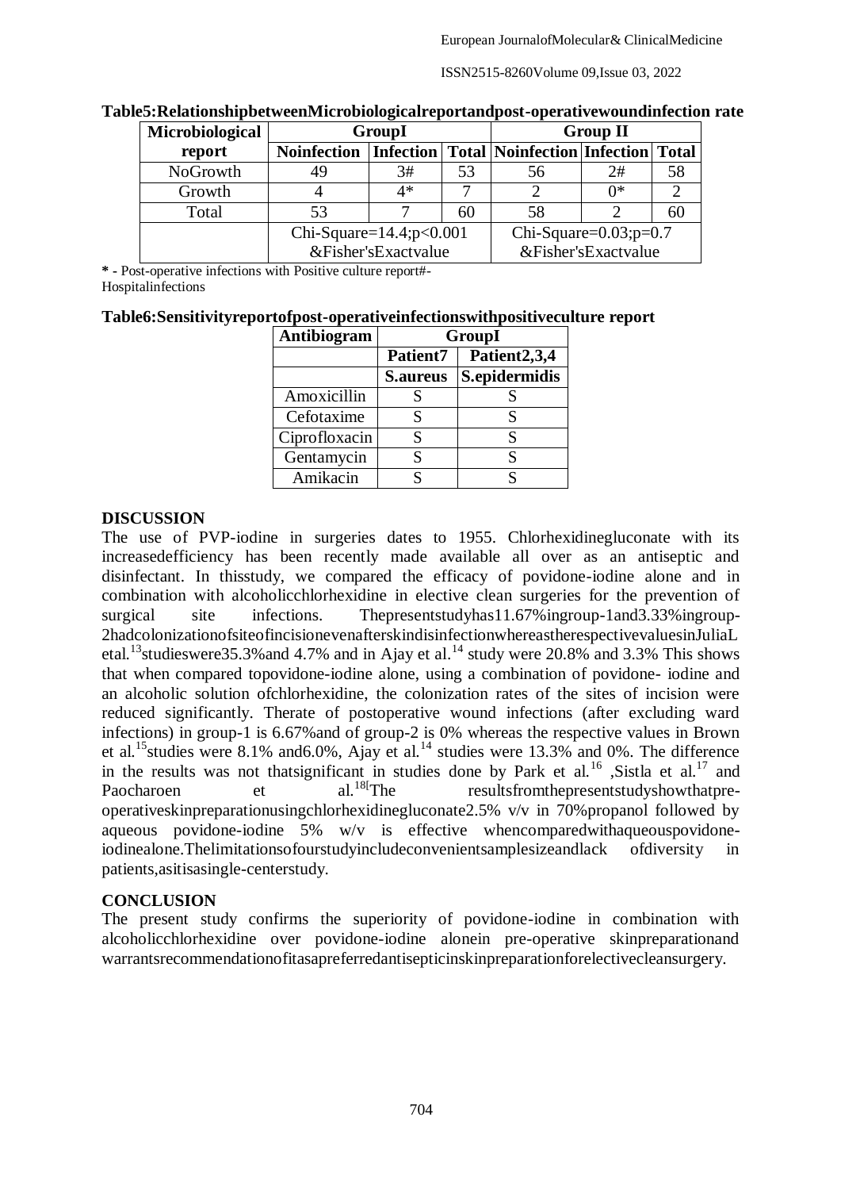**Table5:RelationshipbetweenMicrobiologicalreportandpost-operativewoundinfection rate**

| Microbiological report | GroupI | | | Group II | | |
|---|---|---|---|---|---|---|
| | Noinfection | Infection | Total | Noinfection | Infection | Total |
| NoGrowth | 49 | 3# | 53 | 56 | 2# | 58 |
| Growth | 4 | 4* | 7 | 2 | 0* | 2 |
| Total | 53 | 7 | 60 | 58 | 2 | 60 |
| | Chi-Square=14.4;p<0.001 &Fisher'sExactvalue | | | Chi-Square=0.03;p=0.7 &Fisher'sExactvalue | | |

* - Post-operative infections with Positive culture report#-Hospitalinfections

**Table6:Sensitivityreportofpost-operativeinfectionswithpositiveculture report**

| Antibiogram | GroupI | |
|---|---|---|
| | Patient7 | Patient2,3,4 |
| | S.aureus | S.epidermidis |
| Amoxicillin | S | S |
| Cefotaxime | S | S |
| Ciprofloxacin | S | S |
| Gentamycin | S | S |
| Amikacin | S | S |

## DISCUSSION

The use of PVP-iodine in surgeries dates to 1955. Chlorhexidinegluconate with its increasedefficiency has been recently made available all over as an antiseptic and disinfectant. In thisstudy, we compared the efficacy of povidone-iodine alone and in combination with alcoholicchlorhexidine in elective clean surgeries for the prevention of surgical site infections. Thepresentstudyhas11.67%ingroup-1and3.33%ingroup-2hadcolonizationofsiteofincisionevenafterskindisinfectionwhereastherespectivevaluesinJuliaL etal.[13]studieswere35.3%and 4.7% and in Ajay et al.[14] study were 20.8% and 3.3% This shows that when compared topovidone-iodine alone, using a combination of povidone- iodine and an alcoholic solution ofchlorhexidine, the colonization rates of the sites of incision were reduced significantly. Therate of postoperative wound infections (after excluding ward infections) in group-1 is 6.67%and of group-2 is 0% whereas the respective values in Brown et al.[15]studies were 8.1% and6.0%, Ajay et al.[14] studies were 13.3% and 0%. The difference in the results was not thatsignificant in studies done by Park et al.[16] ,Sistla et al.[17] and Paocharoen et al.[18[The resultsfromthepresentstudyshowthatpre-operativeskinpreparationusingchlorhexidinegluconate2.5% v/v in 70%propanol followed by aqueous povidone-iodine 5% w/v is effective whencomparedwithaqueouspovidone-iodinealone.Thelimitationsofourstudyincludeconvenientsamplesizeandlack ofdiversity in patients,asitisasingle-centerstudy.

## CONCLUSION

The present study confirms the superiority of povidone-iodine in combination with alcoholicchlorhexidine over povidone-iodine alonein pre-operative skinpreparationand warrantsrecommendationofitasapreferredantisepticinskinpreparationforelectivecleansurgery.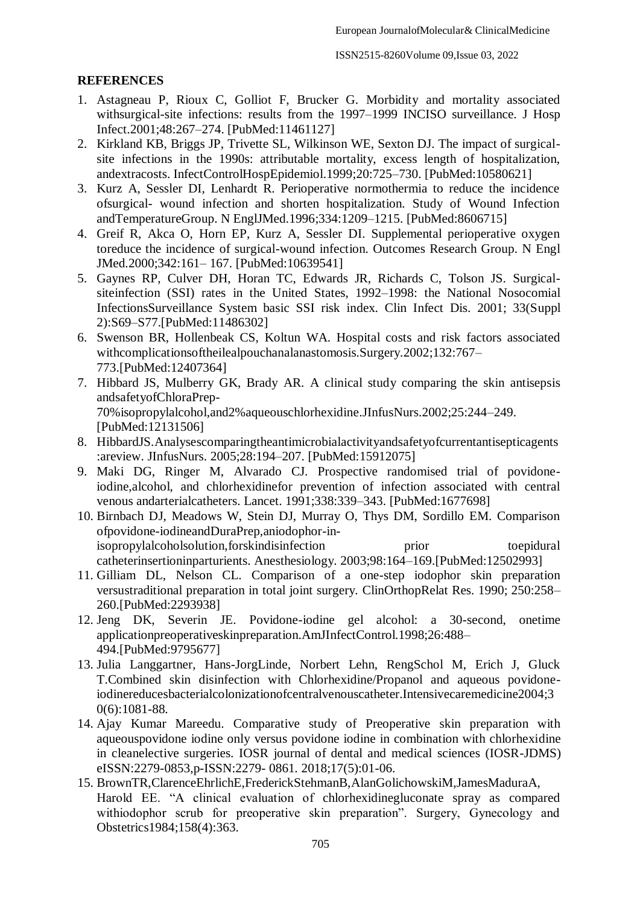## REFERENCES

1. Astagneau P, Rioux C, Golliot F, Brucker G. Morbidity and mortality associated withsurgical-site infections: results from the 1997–1999 INCISO surveillance. J Hosp Infect.2001;48:267–274. [PubMed:11461127]
2. Kirkland KB, Briggs JP, Trivette SL, Wilkinson WE, Sexton DJ. The impact of surgical-site infections in the 1990s: attributable mortality, excess length of hospitalization, andextracosts. InfectControlHospEpidemiol.1999;20:725–730. [PubMed:10580621]
3. Kurz A, Sessler DI, Lenhardt R. Perioperative normothermia to reduce the incidence ofsurgical- wound infection and shorten hospitalization. Study of Wound Infection andTemperatureGroup. N EnglJMed.1996;334:1209–1215. [PubMed:8606715]
4. Greif R, Akca O, Horn EP, Kurz A, Sessler DI. Supplemental perioperative oxygen toreduce the incidence of surgical-wound infection. Outcomes Research Group. N Engl JMed.2000;342:161– 167. [PubMed:10639541]
5. Gaynes RP, Culver DH, Horan TC, Edwards JR, Richards C, Tolson JS. Surgical-siteinfection (SSI) rates in the United States, 1992–1998: the National Nosocomial InfectionsSurveillance System basic SSI risk index. Clin Infect Dis. 2001; 33(Suppl 2):S69–S77.[PubMed:11486302]
6. Swenson BR, Hollenbeak CS, Koltun WA. Hospital costs and risk factors associated withcomplicationsoftheilealpouchanalanastomosis.Surgery.2002;132:767–773.[PubMed:12407364]
7. Hibbard JS, Mulberry GK, Brady AR. A clinical study comparing the skin antisepsis andsafetyofChloraPrep-70%isopropylalcohol,and2%aqueouschlorhexidine.JInfusNurs.2002;25:244–249. [PubMed:12131506]
8. HibbardJS.Analysescomparingtheantimicrobialactivityandsafetyofcurrentantisepticagents:areview. JInfusNurs. 2005;28:194–207. [PubMed:15912075]
9. Maki DG, Ringer M, Alvarado CJ. Prospective randomised trial of povidone-iodine,alcohol, and chlorhexidinefor prevention of infection associated with central venous andarterialcatheters. Lancet. 1991;338:339–343. [PubMed:1677698]
10. Birnbach DJ, Meadows W, Stein DJ, Murray O, Thys DM, Sordillo EM. Comparison ofpovidone-iodineandDuraPrep,aniodophor-in-isopropylalcoholsolution,forskindisinfection prior toepidural catheterinsertioninparturients. Anesthesiology. 2003;98:164–169.[PubMed:12502993]
11. Gilliam DL, Nelson CL. Comparison of a one-step iodophor skin preparation versustraditional preparation in total joint surgery. ClinOrthopRelat Res. 1990; 250:258–260.[PubMed:2293938]
12. Jeng DK, Severin JE. Povidone-iodine gel alcohol: a 30-second, onetime applicationpreoperativeskinpreparation.AmJInfectControl.1998;26:488–494.[PubMed:9795677]
13. Julia Langgartner, Hans-JorgLinde, Norbert Lehn, RengSchol M, Erich J, Gluck T.Combined skin disinfection with Chlorhexidine/Propanol and aqueous povidone-iodinereducesbacterialcolonizationofcentralvenouscatheter.Intensivecaremedicine2004;30(6):1081-88.
14. Ajay Kumar Mareedu. Comparative study of Preoperative skin preparation with aqueouspovidone iodine only versus povidone iodine in combination with chlorhexidine in cleanelective surgeries. IOSR journal of dental and medical sciences (IOSR-JDMS) eISSN:2279-0853,p-ISSN:2279- 0861. 2018;17(5):01-06.
15. BrownTR,ClarenceEhrlichE,FrederickStehmanB,AlanGolichowskiM,JamesMaduraA, Harold EE. "A clinical evaluation of chlorhexidinegluconate spray as compared withiodophor scrub for preoperative skin preparation". Surgery, Gynecology and Obstetrics1984;158(4):363.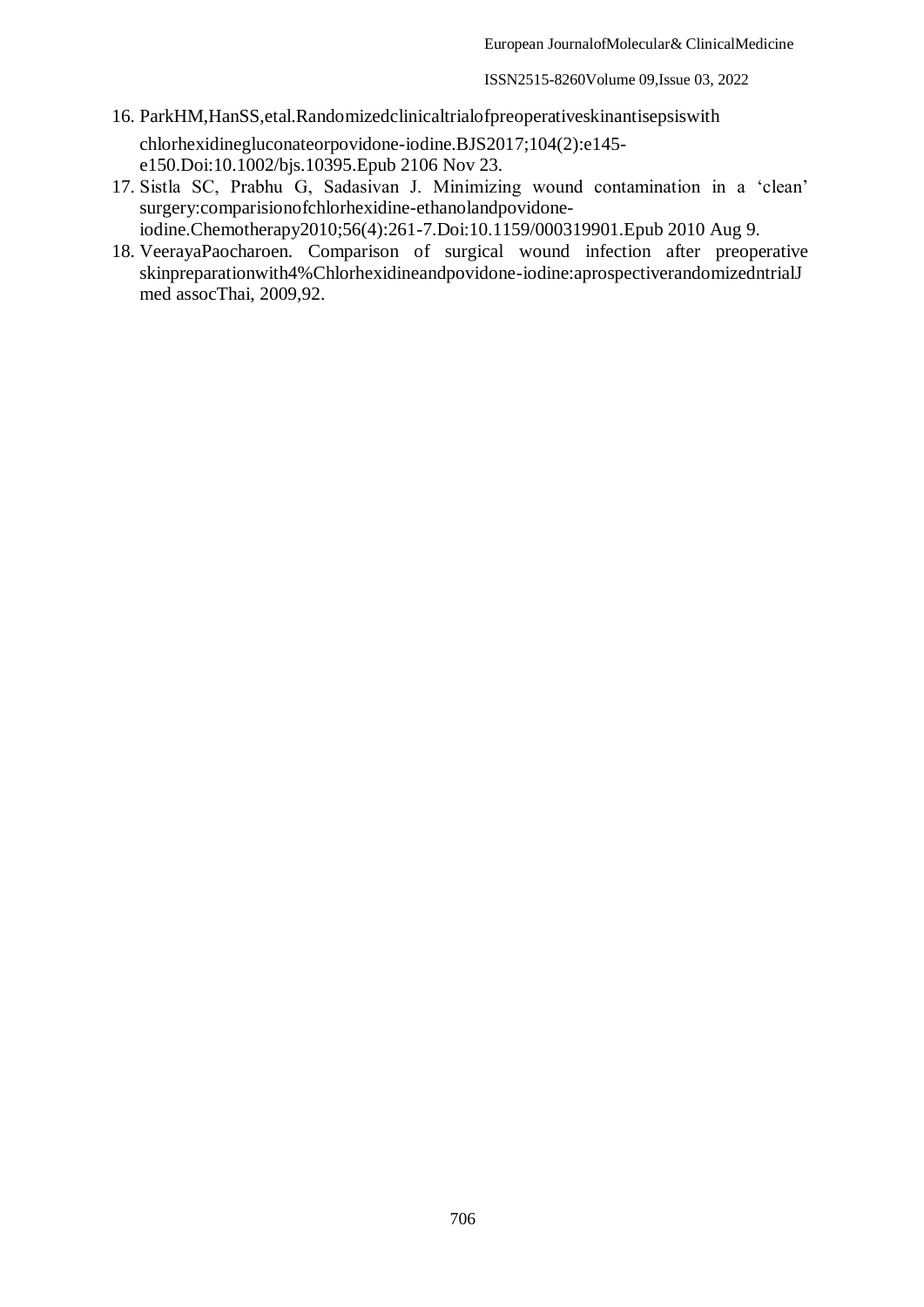16. ParkHM,HanSS,etal.Randomizedclinicaltrialofpreoperativeskinantisepsiswith chlorhexidinegluconateorpovidone-iodine.BJS2017;104(2):e145-e150.Doi:10.1002/bjs.10395.Epub 2106 Nov 23.
17. Sistla SC, Prabhu G, Sadasivan J. Minimizing wound contamination in a 'clean' surgery:comparisionofchlorhexidine-ethanolandpovidone-iodine.Chemotherapy2010;56(4):261-7.Doi:10.1159/000319901.Epub 2010 Aug 9.
18. VeerayaPaocharoen. Comparison of surgical wound infection after preoperative skinpreparationwith4%Chlorhexidineandpovidone-iodine:aprospectiverandomizedntrialJ med assocThai, 2009,92.